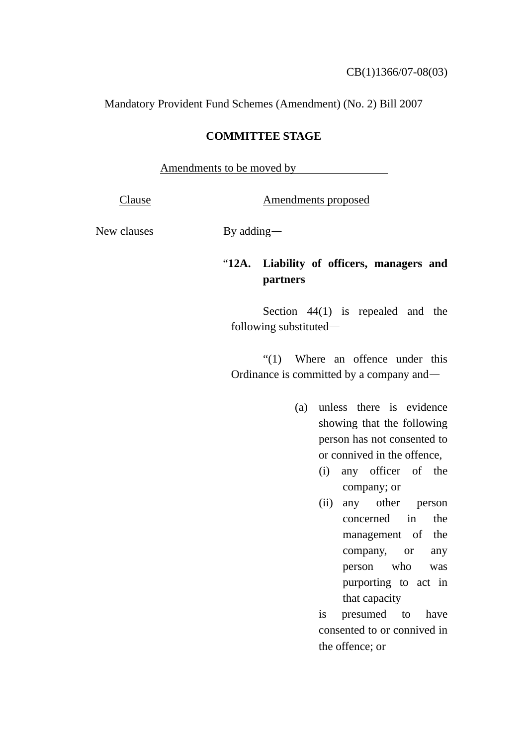CB(1)1366/07-08(03)

Mandatory Provident Fund Schemes (Amendment) (No. 2) Bill 2007

**COMMITTEE STAGE**

Amendments to be moved by ________________

| Clause | Amendments proposed |
|---|---|
| New clauses | By adding— |

"**12A. Liability of officers, managers and partners**

Section 44(1) is repealed and the following substituted—

"(1) Where an offence under this Ordinance is committed by a company and—

(a) unless there is evidence showing that the following person has not consented to or connived in the offence,
   (i) any officer of the company; or
   (ii) any other person concerned in the management of the company, or any person who was purporting to act in that capacity

   is presumed to have consented to or connived in the offence; or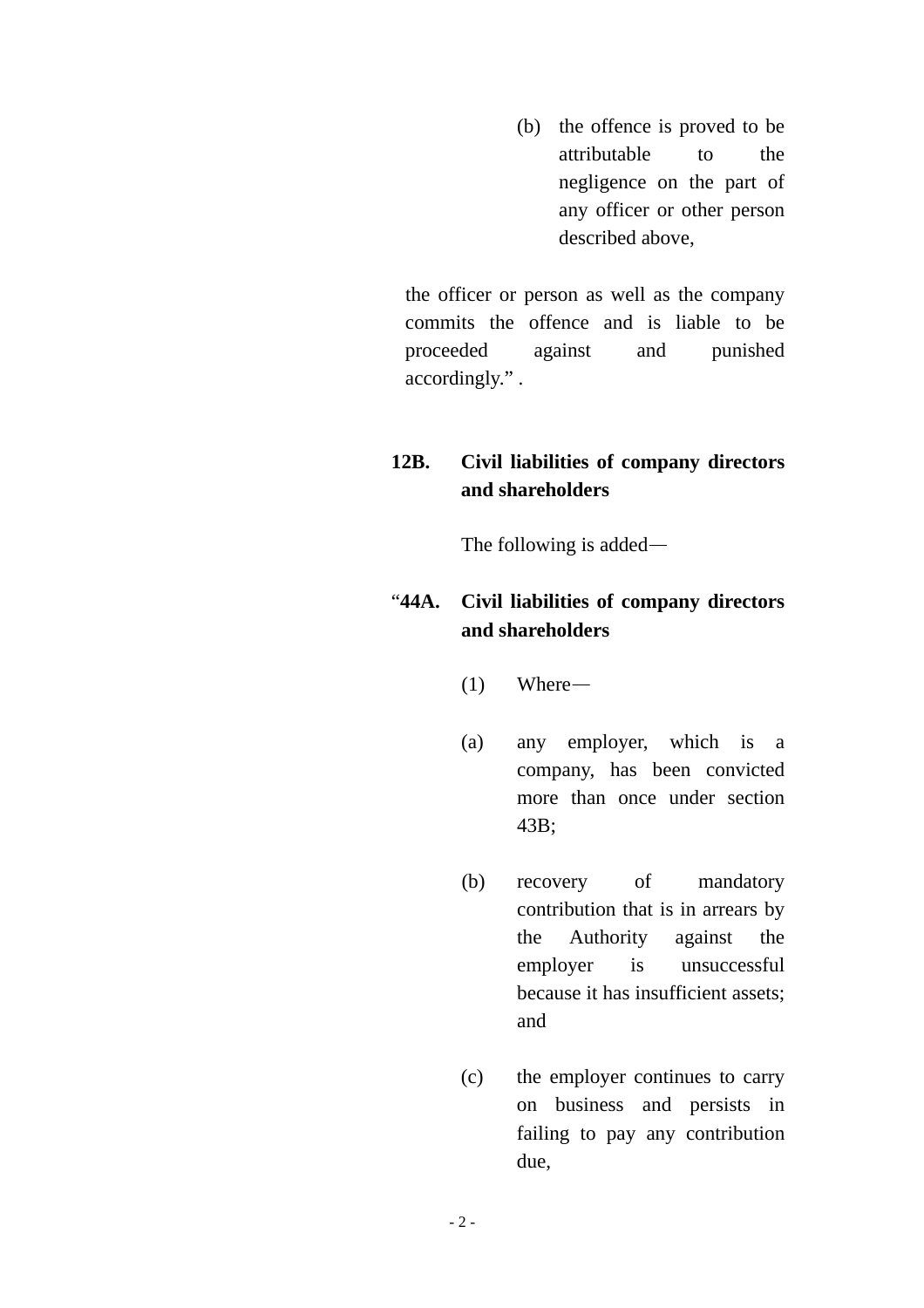(b) the offence is proved to be attributable to the negligence on the part of any officer or other person described above,

the officer or person as well as the company commits the offence and is liable to be proceeded against and punished accordingly.” .

**12B. Civil liabilities of company directors and shareholders**

The following is added—

“**44A. Civil liabilities of company directors and shareholders**

(1) Where—

(a) any employer, which is a company, has been convicted more than once under section 43B;

(b) recovery of mandatory contribution that is in arrears by the Authority against the employer is unsuccessful because it has insufficient assets; and

(c) the employer continues to carry on business and persists in failing to pay any contribution due,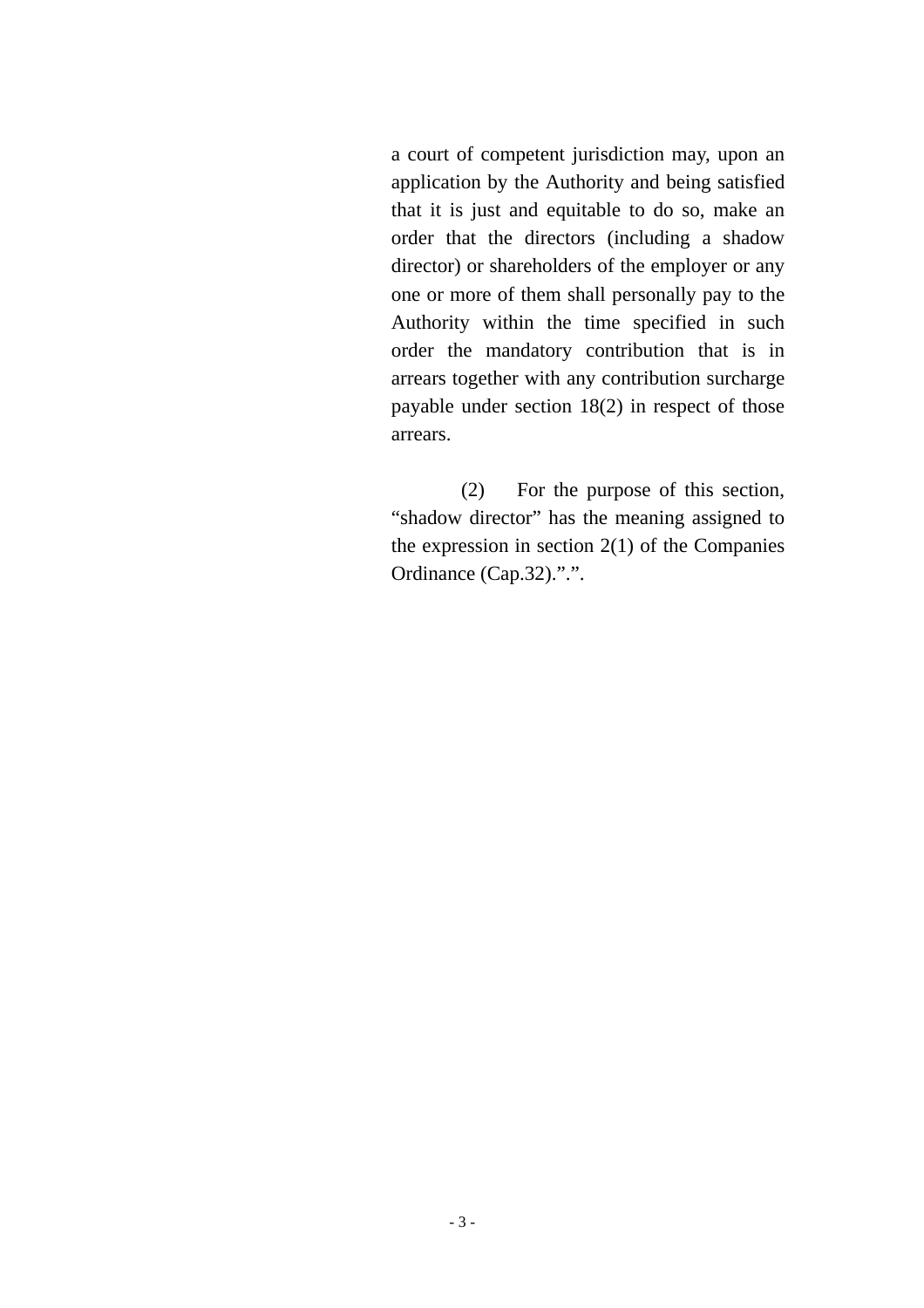a court of competent jurisdiction may, upon an application by the Authority and being satisfied that it is just and equitable to do so, make an order that the directors (including a shadow director) or shareholders of the employer or any one or more of them shall personally pay to the Authority within the time specified in such order the mandatory contribution that is in arrears together with any contribution surcharge payable under section 18(2) in respect of those arrears.

(2) For the purpose of this section, “shadow director” has the meaning assigned to the expression in section 2(1) of the Companies Ordinance (Cap.32).”.”.